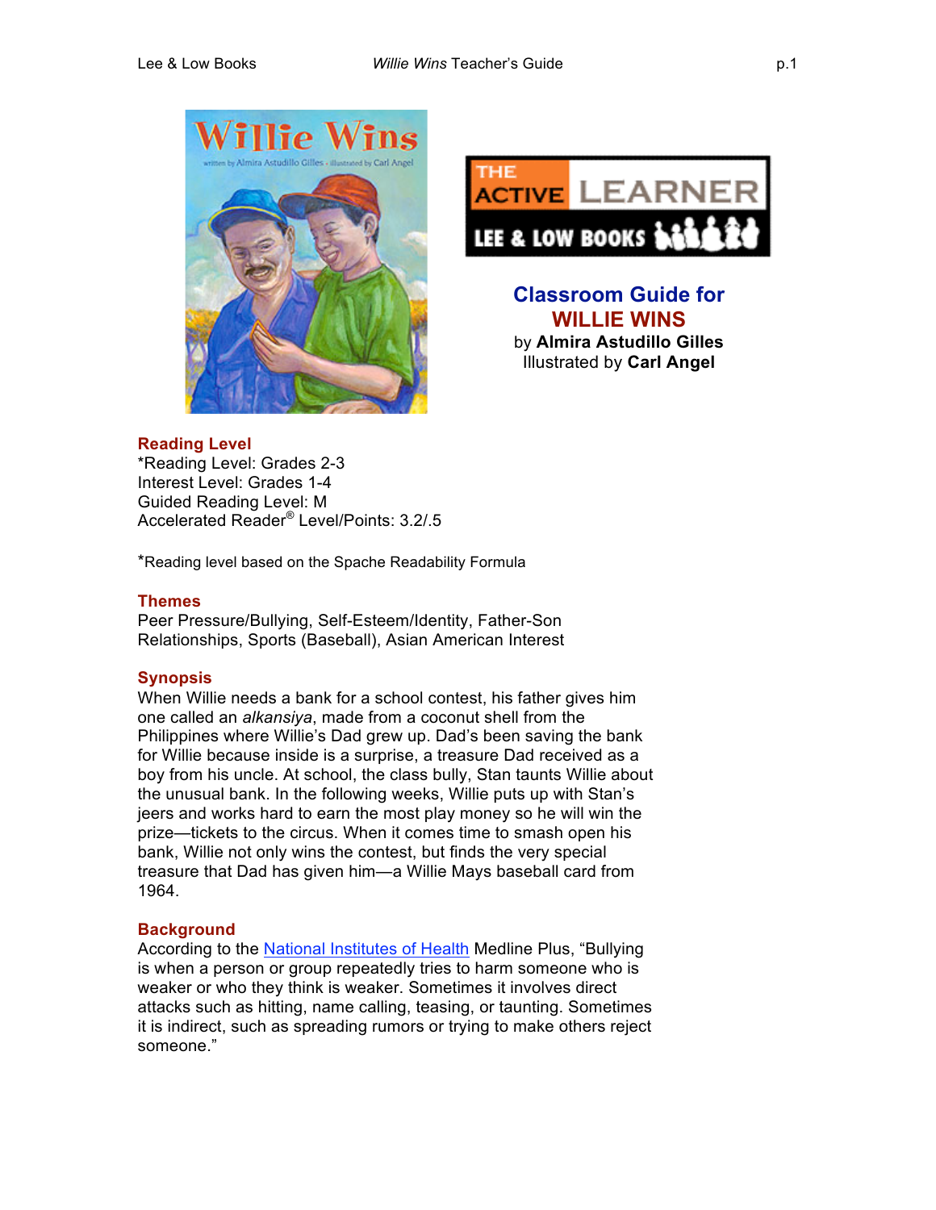# Classroom Guide for WILLIE WINS

by **Almira Astudillo Gilles**
Illustrated by **Carl Angel**

## Reading Level

*Reading Level: Grades 2-3
Interest Level: Grades 1-4
Guided Reading Level: M
Accelerated Reader® Level/Points: 3.2/.5

*Reading level based on the Spache Readability Formula

## Themes

Peer Pressure/Bullying, Self-Esteem/Identity, Father-Son Relationships, Sports (Baseball), Asian American Interest

## Synopsis

When Willie needs a bank for a school contest, his father gives him one called an *alkansiya*, made from a coconut shell from the Philippines where Willie's Dad grew up. Dad's been saving the bank for Willie because inside is a surprise, a treasure Dad received as a boy from his uncle. At school, the class bully, Stan taunts Willie about the unusual bank. In the following weeks, Willie puts up with Stan's jeers and works hard to earn the most play money so he will win the prize—tickets to the circus. When it comes time to smash open his bank, Willie not only wins the contest, but finds the very special treasure that Dad has given him—a Willie Mays baseball card from 1964.

## Background

According to the National Institutes of Health Medline Plus, "Bullying is when a person or group repeatedly tries to harm someone who is weaker or who they think is weaker. Sometimes it involves direct attacks such as hitting, name calling, teasing, or taunting. Sometimes it is indirect, such as spreading rumors or trying to make others reject someone."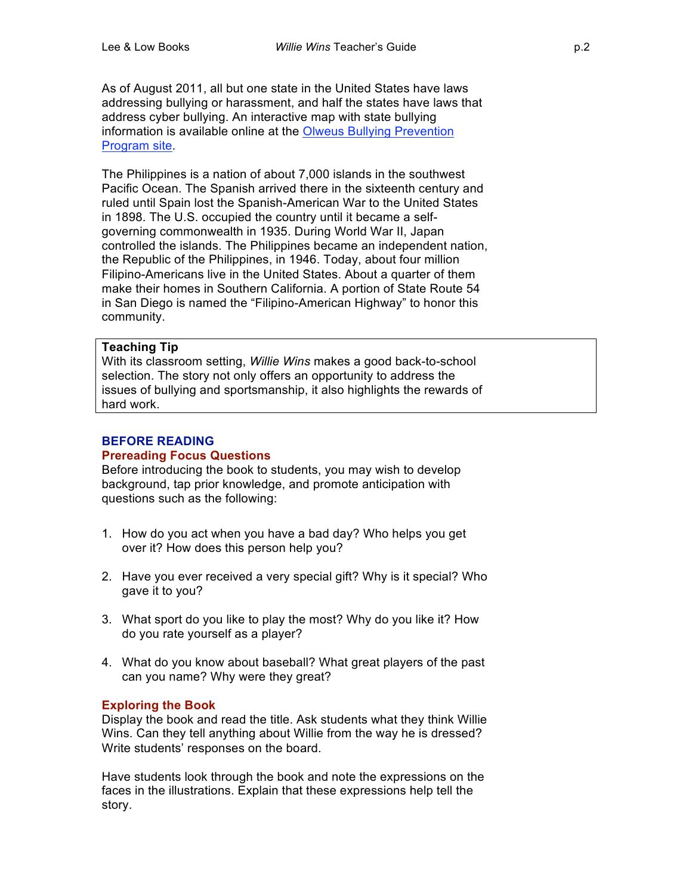As of August 2011, all but one state in the United States have laws addressing bullying or harassment, and half the states have laws that address cyber bullying. An interactive map with state bullying information is available online at the [Olweus Bullying Prevention Program site](Olweus Bullying Prevention Program site).

The Philippines is a nation of about 7,000 islands in the southwest Pacific Ocean. The Spanish arrived there in the sixteenth century and ruled until Spain lost the Spanish-American War to the United States in 1898. The U.S. occupied the country until it became a self-governing commonwealth in 1935. During World War II, Japan controlled the islands. The Philippines became an independent nation, the Republic of the Philippines, in 1946. Today, about four million Filipino-Americans live in the United States. About a quarter of them make their homes in Southern California. A portion of State Route 54 in San Diego is named the "Filipino-American Highway" to honor this community.

> **Teaching Tip**
> With its classroom setting, *Willie Wins* makes a good back-to-school selection. The story not only offers an opportunity to address the issues of bullying and sportsmanship, it also highlights the rewards of hard work.

## BEFORE READING

### Prereading Focus Questions

Before introducing the book to students, you may wish to develop background, tap prior knowledge, and promote anticipation with questions such as the following:

1. How do you act when you have a bad day? Who helps you get over it? How does this person help you?

2. Have you ever received a very special gift? Why is it special? Who gave it to you?

3. What sport do you like to play the most? Why do you like it? How do you rate yourself as a player?

4. What do you know about baseball? What great players of the past can you name? Why were they great?

### Exploring the Book

Display the book and read the title. Ask students what they think Willie Wins. Can they tell anything about Willie from the way he is dressed? Write students' responses on the board.

Have students look through the book and note the expressions on the faces in the illustrations. Explain that these expressions help tell the story.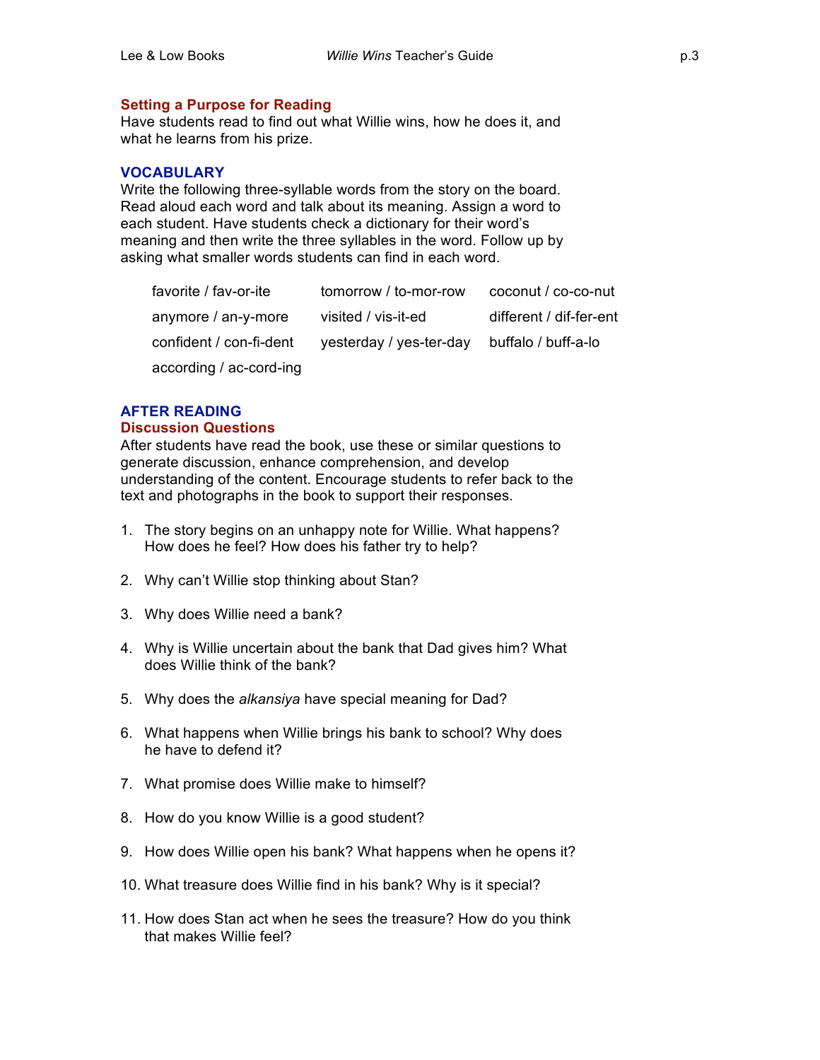### Setting a Purpose for Reading

Have students read to find out what Willie wins, how he does it, and what he learns from his prize.

## VOCABULARY

Write the following three-syllable words from the story on the board. Read aloud each word and talk about its meaning. Assign a word to each student. Have students check a dictionary for their word's meaning and then write the three syllables in the word. Follow up by asking what smaller words students can find in each word.

| | | |
|---|---|---|
| favorite / fav-or-ite | tomorrow / to-mor-row | coconut / co-co-nut |
| anymore / an-y-more | visited / vis-it-ed | different / dif-fer-ent |
| confident / con-fi-dent | yesterday / yes-ter-day | buffalo / buff-a-lo |
| according / ac-cord-ing | | |

## AFTER READING

### Discussion Questions

After students have read the book, use these or similar questions to generate discussion, enhance comprehension, and develop understanding of the content. Encourage students to refer back to the text and photographs in the book to support their responses.

1. The story begins on an unhappy note for Willie. What happens? How does he feel? How does his father try to help?
2. Why can't Willie stop thinking about Stan?
3. Why does Willie need a bank?
4. Why is Willie uncertain about the bank that Dad gives him? What does Willie think of the bank?
5. Why does the *alkansiya* have special meaning for Dad?
6. What happens when Willie brings his bank to school? Why does he have to defend it?
7. What promise does Willie make to himself?
8. How do you know Willie is a good student?
9. How does Willie open his bank? What happens when he opens it?
10. What treasure does Willie find in his bank? Why is it special?
11. How does Stan act when he sees the treasure? How do you think that makes Willie feel?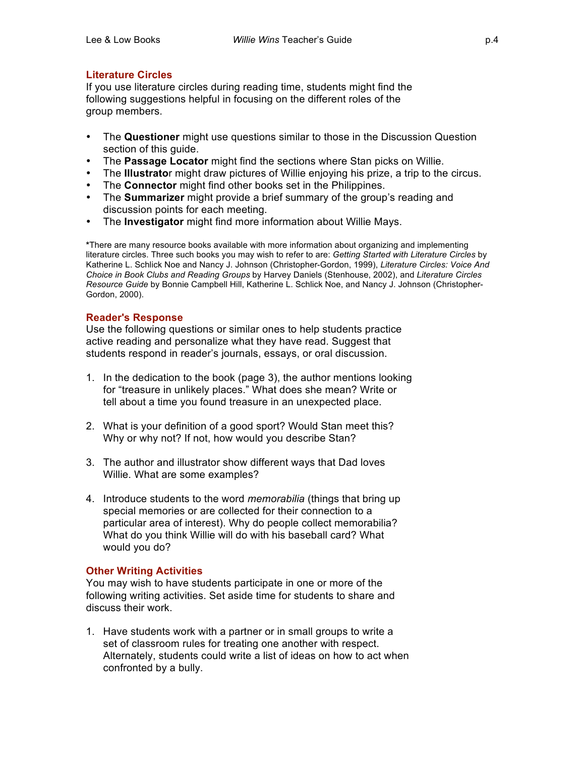## Literature Circles

If you use literature circles during reading time, students might find the following suggestions helpful in focusing on the different roles of the group members.

- The **Questioner** might use questions similar to those in the Discussion Question section of this guide.
- The **Passage Locator** might find the sections where Stan picks on Willie.
- The **Illustrator** might draw pictures of Willie enjoying his prize, a trip to the circus.
- The **Connector** might find other books set in the Philippines.
- The **Summarizer** might provide a brief summary of the group's reading and discussion points for each meeting.
- The **Investigator** might find more information about Willie Mays.

**\***There are many resource books available with more information about organizing and implementing literature circles. Three such books you may wish to refer to are: *Getting Started with Literature Circles* by Katherine L. Schlick Noe and Nancy J. Johnson (Christopher-Gordon, 1999), *Literature Circles: Voice And Choice in Book Clubs and Reading Groups* by Harvey Daniels (Stenhouse, 2002), and *Literature Circles Resource Guide* by Bonnie Campbell Hill, Katherine L. Schlick Noe, and Nancy J. Johnson (Christopher-Gordon, 2000).

## Reader's Response

Use the following questions or similar ones to help students practice active reading and personalize what they have read. Suggest that students respond in reader's journals, essays, or oral discussion.

1. In the dedication to the book (page 3), the author mentions looking for "treasure in unlikely places." What does she mean? Write or tell about a time you found treasure in an unexpected place.

2. What is your definition of a good sport? Would Stan meet this? Why or why not? If not, how would you describe Stan?

3. The author and illustrator show different ways that Dad loves Willie. What are some examples?

4. Introduce students to the word *memorabilia* (things that bring up special memories or are collected for their connection to a particular area of interest). Why do people collect memorabilia? What do you think Willie will do with his baseball card? What would you do?

## Other Writing Activities

You may wish to have students participate in one or more of the following writing activities. Set aside time for students to share and discuss their work.

1. Have students work with a partner or in small groups to write a set of classroom rules for treating one another with respect. Alternately, students could write a list of ideas on how to act when confronted by a bully.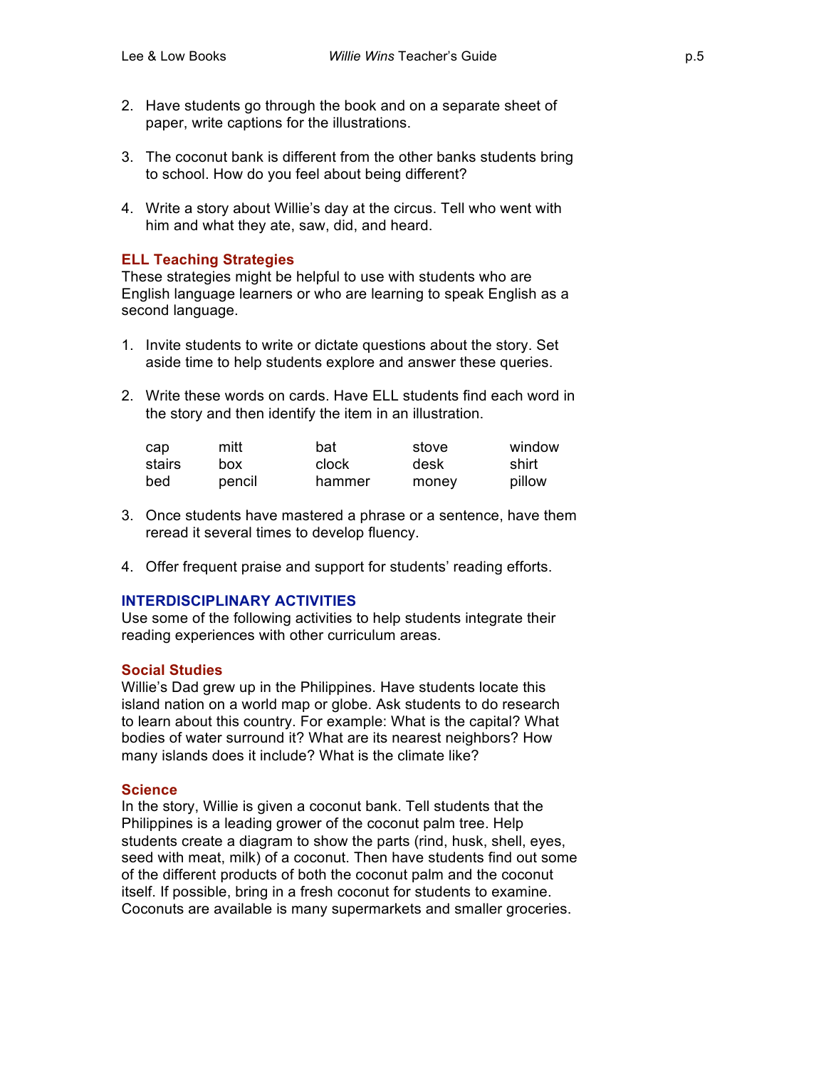2. Have students go through the book and on a separate sheet of paper, write captions for the illustrations.

3. The coconut bank is different from the other banks students bring to school. How do you feel about being different?

4. Write a story about Willie's day at the circus. Tell who went with him and what they ate, saw, did, and heard.

### ELL Teaching Strategies

These strategies might be helpful to use with students who are English language learners or who are learning to speak English as a second language.

1. Invite students to write or dictate questions about the story. Set aside time to help students explore and answer these queries.

2. Write these words on cards. Have ELL students find each word in the story and then identify the item in an illustration.

| | | | | |
|---|---|---|---|---|
| cap | mitt | bat | stove | window |
| stairs | box | clock | desk | shirt |
| bed | pencil | hammer | money | pillow |

3. Once students have mastered a phrase or a sentence, have them reread it several times to develop fluency.

4. Offer frequent praise and support for students' reading efforts.

## INTERDISCIPLINARY ACTIVITIES

Use some of the following activities to help students integrate their reading experiences with other curriculum areas.

### Social Studies

Willie's Dad grew up in the Philippines. Have students locate this island nation on a world map or globe. Ask students to do research to learn about this country. For example: What is the capital? What bodies of water surround it? What are its nearest neighbors? How many islands does it include? What is the climate like?

### Science

In the story, Willie is given a coconut bank. Tell students that the Philippines is a leading grower of the coconut palm tree. Help students create a diagram to show the parts (rind, husk, shell, eyes, seed with meat, milk) of a coconut. Then have students find out some of the different products of both the coconut palm and the coconut itself. If possible, bring in a fresh coconut for students to examine. Coconuts are available is many supermarkets and smaller groceries.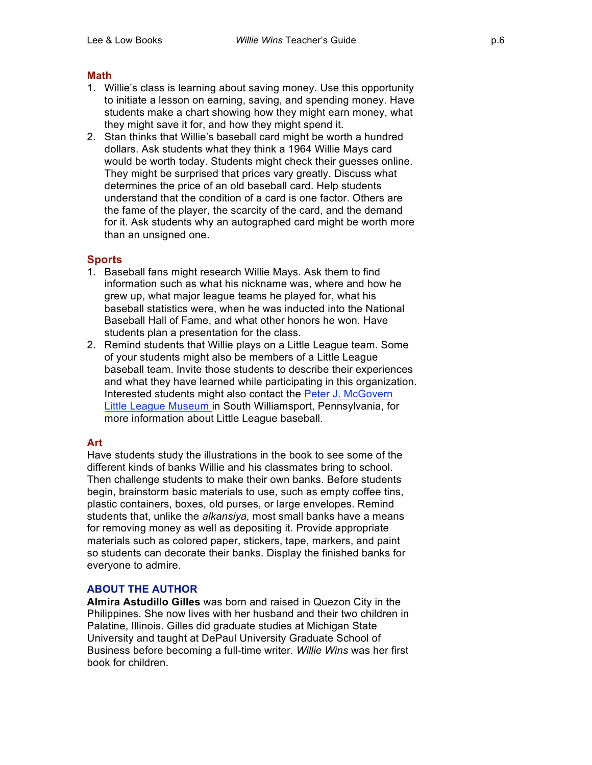### Math

1. Willie's class is learning about saving money. Use this opportunity to initiate a lesson on earning, saving, and spending money. Have students make a chart showing how they might earn money, what they might save it for, and how they might spend it.
2. Stan thinks that Willie's baseball card might be worth a hundred dollars. Ask students what they think a 1964 Willie Mays card would be worth today. Students might check their guesses online. They might be surprised that prices vary greatly. Discuss what determines the price of an old baseball card. Help students understand that the condition of a card is one factor. Others are the fame of the player, the scarcity of the card, and the demand for it. Ask students why an autographed card might be worth more than an unsigned one.

### Sports

1. Baseball fans might research Willie Mays. Ask them to find information such as what his nickname was, where and how he grew up, what major league teams he played for, what his baseball statistics were, when he was inducted into the National Baseball Hall of Fame, and what other honors he won. Have students plan a presentation for the class.
2. Remind students that Willie plays on a Little League team. Some of your students might also be members of a Little League baseball team. Invite those students to describe their experiences and what they have learned while participating in this organization. Interested students might also contact the Peter J. McGovern Little League Museum in South Williamsport, Pennsylvania, for more information about Little League baseball.

### Art

Have students study the illustrations in the book to see some of the different kinds of banks Willie and his classmates bring to school. Then challenge students to make their own banks. Before students begin, brainstorm basic materials to use, such as empty coffee tins, plastic containers, boxes, old purses, or large envelopes. Remind students that, unlike the *alkansiya,* most small banks have a means for removing money as well as depositing it. Provide appropriate materials such as colored paper, stickers, tape, markers, and paint so students can decorate their banks. Display the finished banks for everyone to admire.

## ABOUT THE AUTHOR

**Almira Astudillo Gilles** was born and raised in Quezon City in the Philippines. She now lives with her husband and their two children in Palatine, Illinois. Gilles did graduate studies at Michigan State University and taught at DePaul University Graduate School of Business before becoming a full-time writer. *Willie Wins* was her first book for children.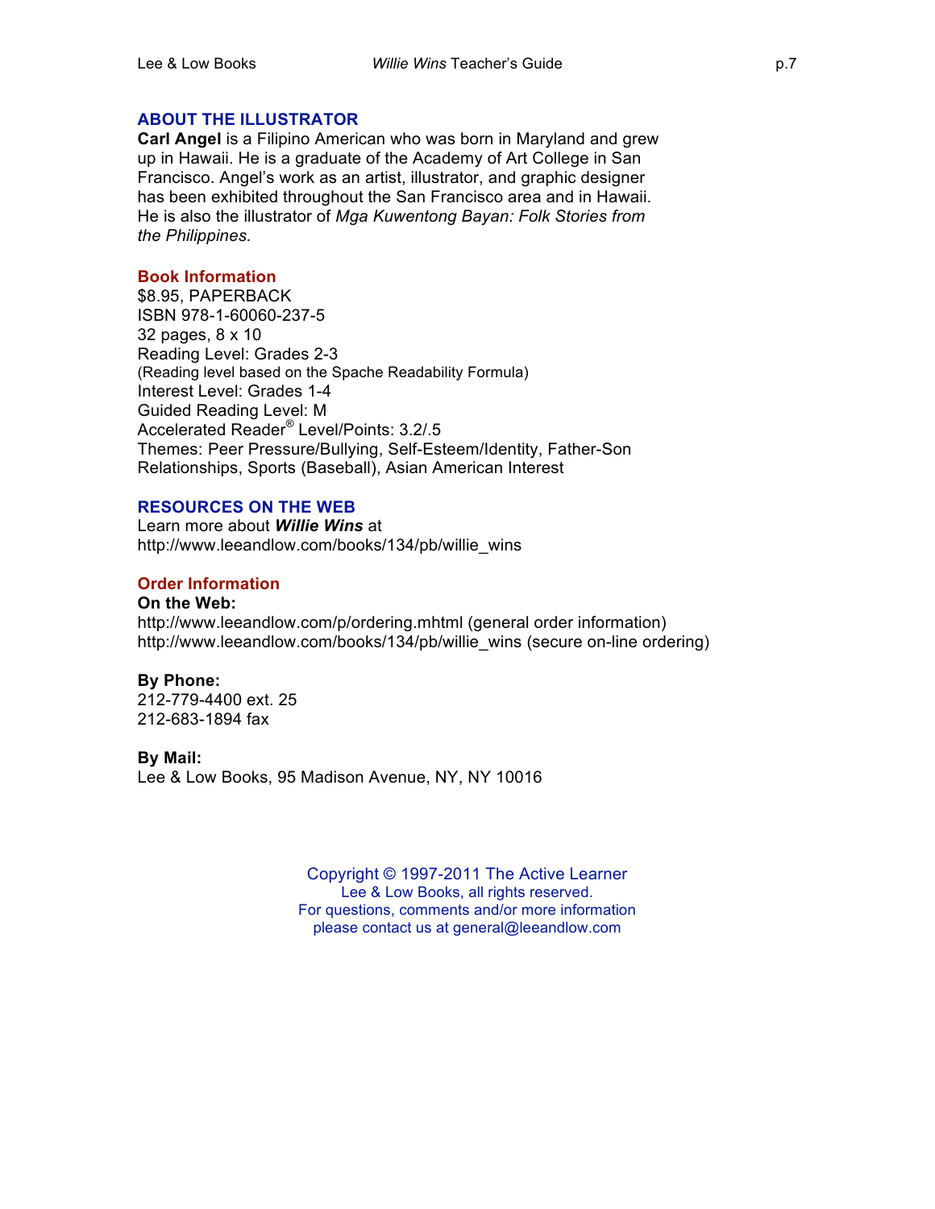## ABOUT THE ILLUSTRATOR

**Carl Angel** is a Filipino American who was born in Maryland and grew up in Hawaii. He is a graduate of the Academy of Art College in San Francisco. Angel's work as an artist, illustrator, and graphic designer has been exhibited throughout the San Francisco area and in Hawaii. He is also the illustrator of *Mga Kuwentong Bayan: Folk Stories from the Philippines.*

## Book Information

$8.95, PAPERBACK
ISBN 978-1-60060-237-5
32 pages, 8 x 10
Reading Level: Grades 2-3
(Reading level based on the Spache Readability Formula)
Interest Level: Grades 1-4
Guided Reading Level: M
Accelerated Reader® Level/Points: 3.2/.5
Themes: Peer Pressure/Bullying, Self-Esteem/Identity, Father-Son Relationships, Sports (Baseball), Asian American Interest

## RESOURCES ON THE WEB

Learn more about ***Willie Wins*** at
http://www.leeandlow.com/books/134/pb/willie_wins

## Order Information

**On the Web:**
http://www.leeandlow.com/p/ordering.mhtml (general order information)
http://www.leeandlow.com/books/134/pb/willie_wins (secure on-line ordering)

**By Phone:**
212-779-4400 ext. 25
212-683-1894 fax

**By Mail:**
Lee & Low Books, 95 Madison Avenue, NY, NY 10016

Copyright © 1997-2011 The Active Learner
Lee & Low Books, all rights reserved.
For questions, comments and/or more information
please contact us at general@leeandlow.com